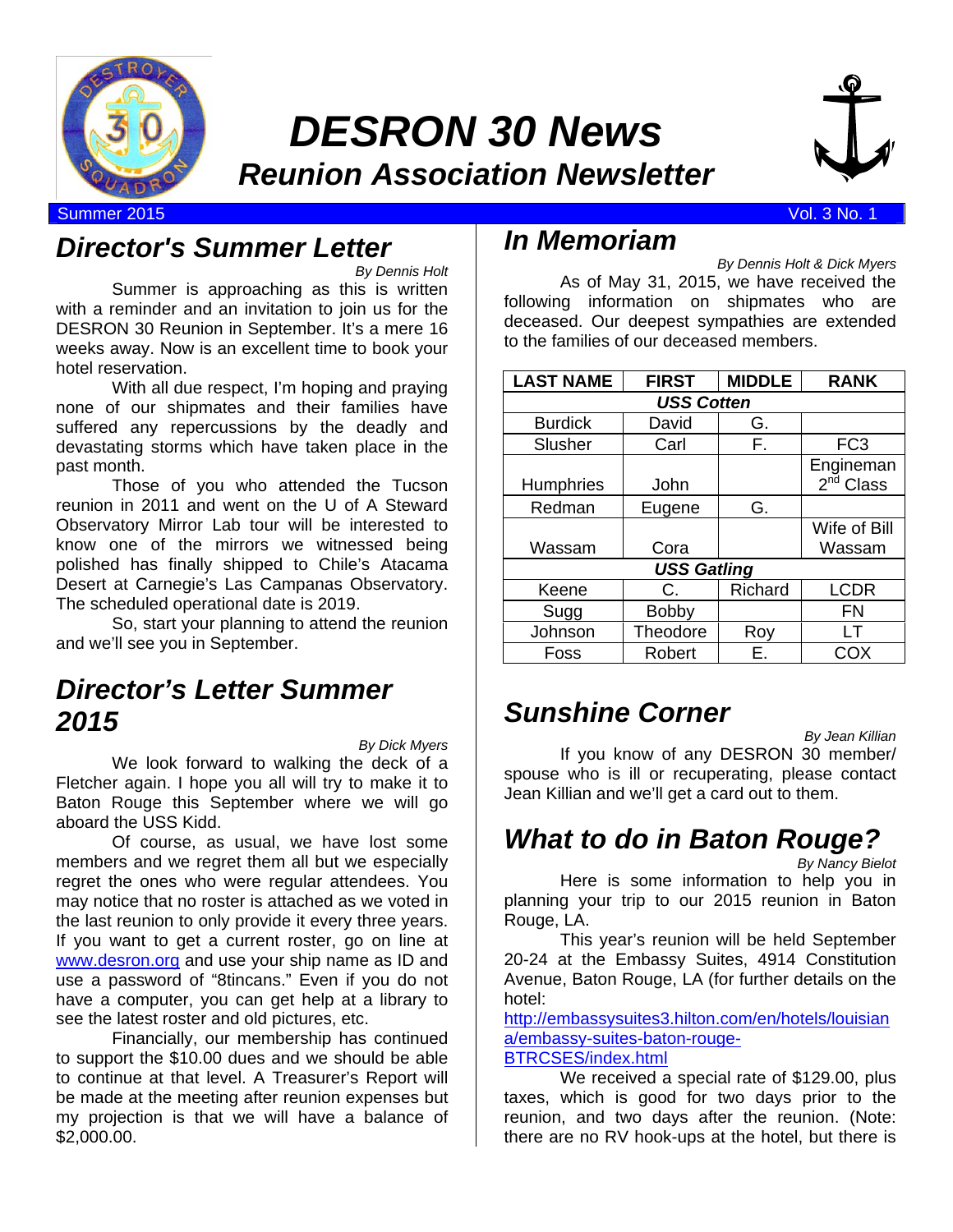# DESRON 30 News

## Reunion Association Newsletter

Summer 2015 | Vol. 3 No. 1

## Director's Summer Letter

*By Dennis Holt*

Summer is approaching as this is written with a reminder and an invitation to join us for the DESRON 30 Reunion in September. It's a mere 16 weeks away. Now is an excellent time to book your hotel reservation.

With all due respect, I'm hoping and praying none of our shipmates and their families have suffered any repercussions by the deadly and devastating storms which have taken place in the past month.

Those of you who attended the Tucson reunion in 2011 and went on the U of A Steward Observatory Mirror Lab tour will be interested to know one of the mirrors we witnessed being polished has finally shipped to Chile's Atacama Desert at Carnegie's Las Campanas Observatory. The scheduled operational date is 2019.

So, start your planning to attend the reunion and we'll see you in September.

## Director's Letter Summer 2015

*By Dick Myers*

We look forward to walking the deck of a Fletcher again. I hope you all will try to make it to Baton Rouge this September where we will go aboard the USS Kidd.

Of course, as usual, we have lost some members and we regret them all but we especially regret the ones who were regular attendees. You may notice that no roster is attached as we voted in the last reunion to only provide it every three years. If you want to get a current roster, go on line at www.desron.org and use your ship name as ID and use a password of "8tincans." Even if you do not have a computer, you can get help at a library to see the latest roster and old pictures, etc.

Financially, our membership has continued to support the $10.00 dues and we should be able to continue at that level. A Treasurer's Report will be made at the meeting after reunion expenses but my projection is that we will have a balance of $2,000.00.

## In Memoriam

*By Dennis Holt & Dick Myers*

As of May 31, 2015, we have received the following information on shipmates who are deceased. Our deepest sympathies are extended to the families of our deceased members.

| LAST NAME | FIRST | MIDDLE | RANK |
|---|---|---|---|
| ***USS Cotten*** | | | |
| Burdick | David | G. | |
| Slusher | Carl | F. | FC3 |
| Humphries | John | | Engineman 2nd Class |
| Redman | Eugene | G. | |
| Wassam | Cora | | Wife of Bill Wassam |
| ***USS Gatling*** | | | |
| Keene | C. | Richard | LCDR |
| Sugg | Bobby | | FN |
| Johnson | Theodore | Roy | LT |
| Foss | Robert | E. | COX |

## Sunshine Corner

*By Jean Killian*

If you know of any DESRON 30 member/ spouse who is ill or recuperating, please contact Jean Killian and we'll get a card out to them.

## What to do in Baton Rouge?

*By Nancy Bielot*

Here is some information to help you in planning your trip to our 2015 reunion in Baton Rouge, LA.

This year's reunion will be held September 20-24 at the Embassy Suites, 4914 Constitution Avenue, Baton Rouge, LA (for further details on the hotel: http://embassysuites3.hilton.com/en/hotels/louisiana/embassy-suites-baton-rouge-BTRCSES/index.html

We received a special rate of $129.00, plus taxes, which is good for two days prior to the reunion, and two days after the reunion. (Note: there are no RV hook-ups at the hotel, but there is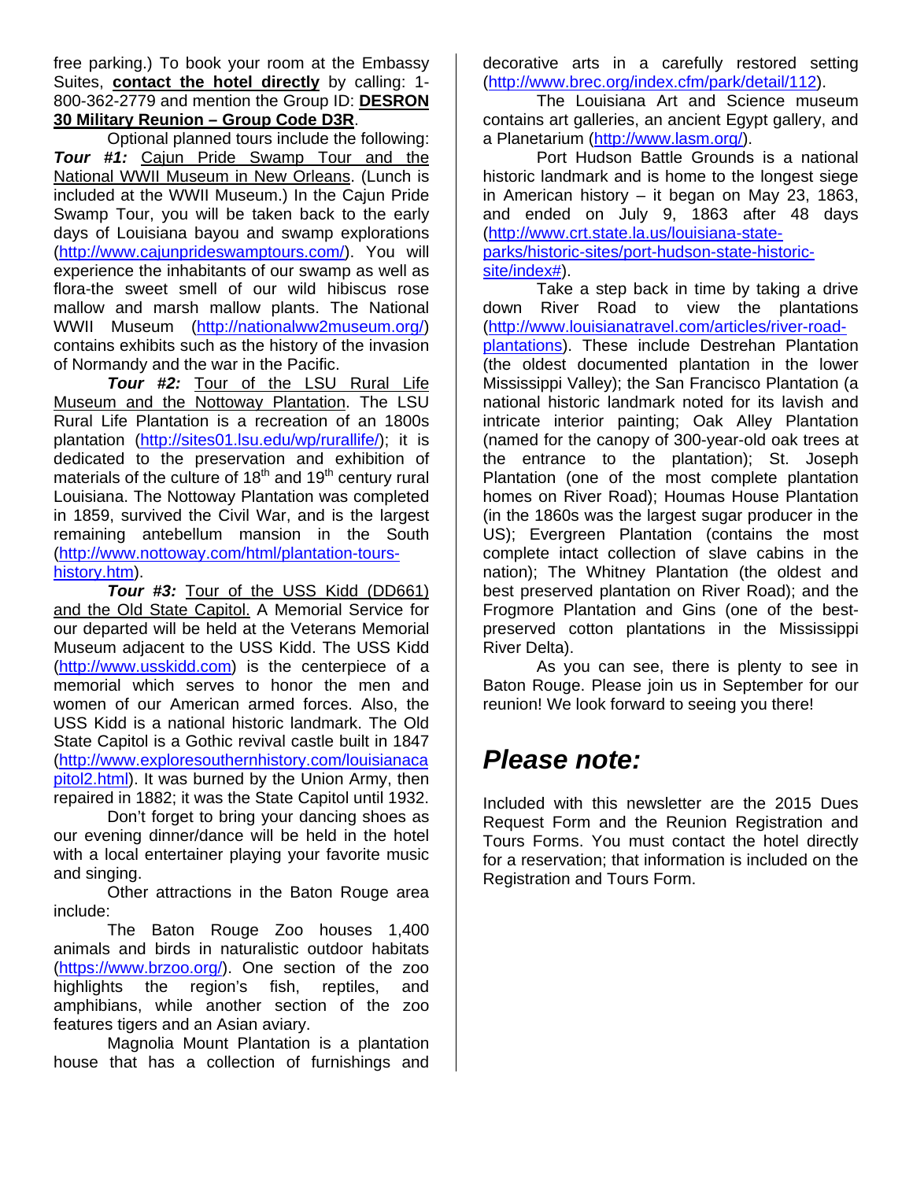free parking.) To book your room at the Embassy Suites, **contact the hotel directly** by calling: 1-800-362-2779 and mention the Group ID: **DESRON 30 Military Reunion – Group Code D3R**.

Optional planned tours include the following: ***Tour #1:*** Cajun Pride Swamp Tour and the National WWII Museum in New Orleans. (Lunch is included at the WWII Museum.) In the Cajun Pride Swamp Tour, you will be taken back to the early days of Louisiana bayou and swamp explorations (http://www.cajunprideswamptours.com/). You will experience the inhabitants of our swamp as well as flora-the sweet smell of our wild hibiscus rose mallow and marsh mallow plants. The National WWII Museum (http://nationalww2museum.org/) contains exhibits such as the history of the invasion of Normandy and the war in the Pacific.

***Tour #2:*** Tour of the LSU Rural Life Museum and the Nottoway Plantation. The LSU Rural Life Plantation is a recreation of an 1800s plantation (http://sites01.lsu.edu/wp/rurallife/); it is dedicated to the preservation and exhibition of materials of the culture of 18th and 19th century rural Louisiana. The Nottoway Plantation was completed in 1859, survived the Civil War, and is the largest remaining antebellum mansion in the South (http://www.nottoway.com/html/plantation-tours-history.htm).

***Tour #3:*** Tour of the USS Kidd (DD661) and the Old State Capitol. A Memorial Service for our departed will be held at the Veterans Memorial Museum adjacent to the USS Kidd. The USS Kidd (http://www.usskidd.com) is the centerpiece of a memorial which serves to honor the men and women of our American armed forces. Also, the USS Kidd is a national historic landmark. The Old State Capitol is a Gothic revival castle built in 1847 (http://www.exploresouthernhistory.com/louisianacapitol2.html). It was burned by the Union Army, then repaired in 1882; it was the State Capitol until 1932.

Don't forget to bring your dancing shoes as our evening dinner/dance will be held in the hotel with a local entertainer playing your favorite music and singing.

Other attractions in the Baton Rouge area include:

The Baton Rouge Zoo houses 1,400 animals and birds in naturalistic outdoor habitats (https://www.brzoo.org/). One section of the zoo highlights the region's fish, reptiles, and amphibians, while another section of the zoo features tigers and an Asian aviary.

Magnolia Mount Plantation is a plantation house that has a collection of furnishings and decorative arts in a carefully restored setting (http://www.brec.org/index.cfm/park/detail/112).

The Louisiana Art and Science museum contains art galleries, an ancient Egypt gallery, and a Planetarium (http://www.lasm.org/).

Port Hudson Battle Grounds is a national historic landmark and is home to the longest siege in American history – it began on May 23, 1863, and ended on July 9, 1863 after 48 days (http://www.crt.state.la.us/louisiana-state-parks/historic-sites/port-hudson-state-historic-site/index#).

Take a step back in time by taking a drive down River Road to view the plantations (http://www.louisianatravel.com/articles/river-road-plantations). These include Destrehan Plantation (the oldest documented plantation in the lower Mississippi Valley); the San Francisco Plantation (a national historic landmark noted for its lavish and intricate interior painting; Oak Alley Plantation (named for the canopy of 300-year-old oak trees at the entrance to the plantation); St. Joseph Plantation (one of the most complete plantation homes on River Road); Houmas House Plantation (in the 1860s was the largest sugar producer in the US); Evergreen Plantation (contains the most complete intact collection of slave cabins in the nation); The Whitney Plantation (the oldest and best preserved plantation on River Road); and the Frogmore Plantation and Gins (one of the best-preserved cotton plantations in the Mississippi River Delta).

As you can see, there is plenty to see in Baton Rouge. Please join us in September for our reunion! We look forward to seeing you there!

## *Please note:*

Included with this newsletter are the 2015 Dues Request Form and the Reunion Registration and Tours Forms. You must contact the hotel directly for a reservation; that information is included on the Registration and Tours Form.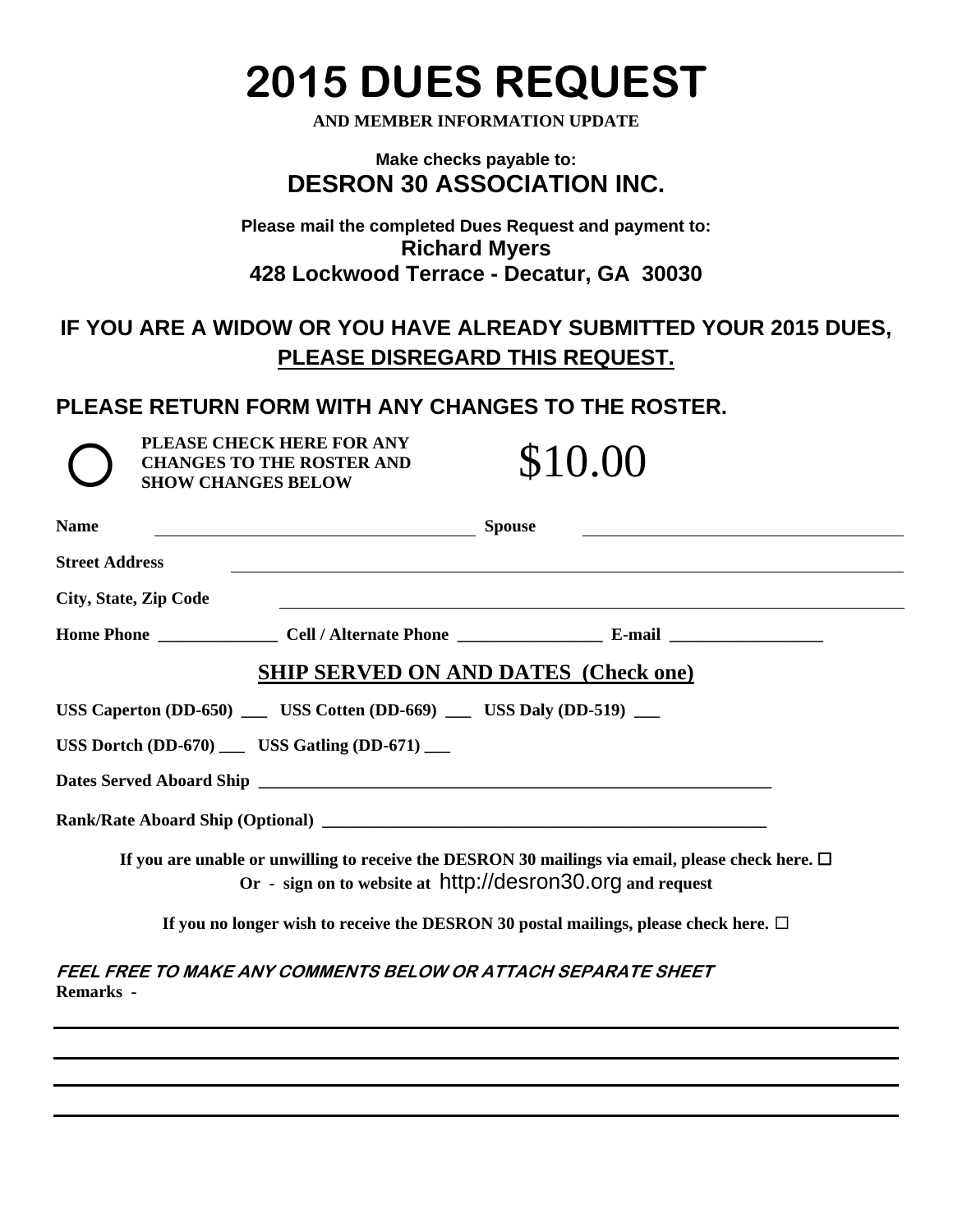# 2015 DUES REQUEST

**AND MEMBER INFORMATION UPDATE**

**Make checks payable to:**

## DESRON 30 ASSOCIATION INC.

**Please mail the completed Dues Request and payment to:**

**Richard Myers**

**428 Lockwood Terrace - Decatur, GA 30030**

### IF YOU ARE A WIDOW OR YOU HAVE ALREADY SUBMITTED YOUR 2015 DUES, PLEASE DISREGARD THIS REQUEST.

### PLEASE RETURN FORM WITH ANY CHANGES TO THE ROSTER.

○ **PLEASE CHECK HERE FOR ANY CHANGES TO THE ROSTER AND SHOW CHANGES BELOW**

$10.00

**Name** ______________________________ **Spouse** ______________________________

**Street Address** ______________________________

**City, State, Zip Code** ______________________________

**Home Phone** ______________ **Cell / Alternate Phone** ________________ **E-mail** __________________

## SHIP SERVED ON AND DATES (Check one)

**USS Caperton (DD-650)** ___ **USS Cotten (DD-669)** ___ **USS Daly (DD-519)** ___

**USS Dortch (DD-670)** ___ **USS Gatling (DD-671)** ___

**Dates Served Aboard Ship** ______________________________

**Rank/Rate Aboard Ship (Optional)** ______________________________

**If you are unable or unwilling to receive the DESRON 30 mailings via email, please check here.** ☐
**Or - sign on to website at** http://desron30.org **and request**

**If you no longer wish to receive the DESRON 30 postal mailings, please check here.** ☐

***FEEL FREE TO MAKE ANY COMMENTS BELOW OR ATTACH SEPARATE SHEET***

**Remarks -**

______________________________

______________________________

______________________________

______________________________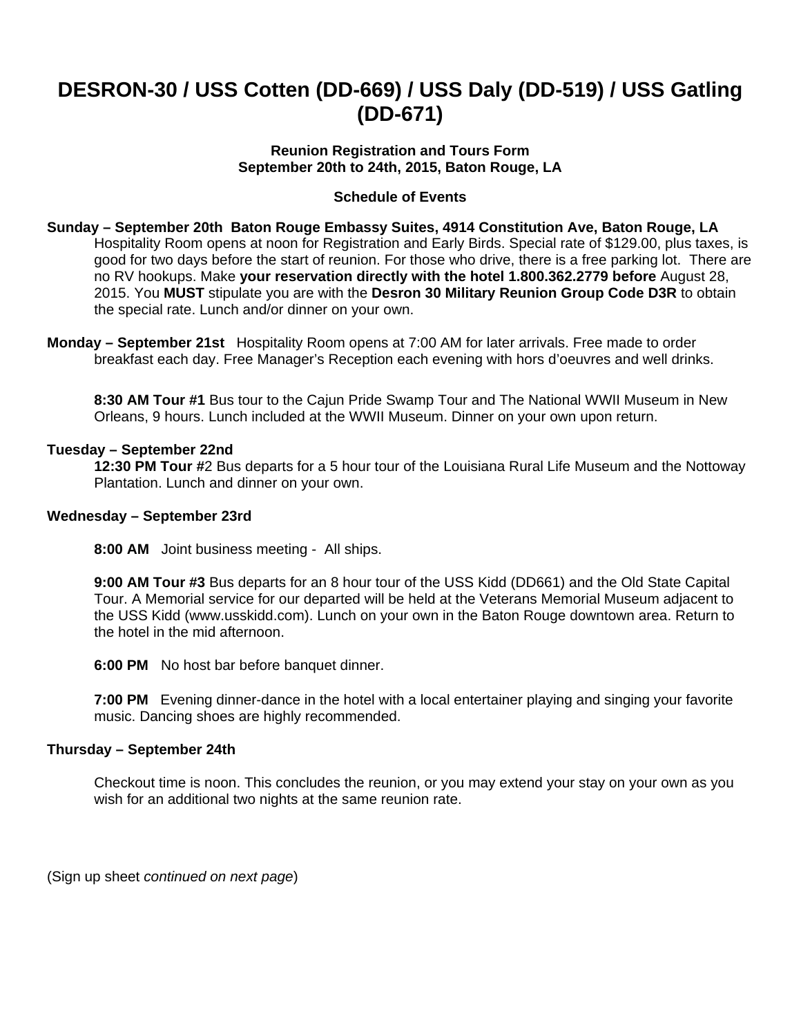# DESRON-30 / USS Cotten (DD-669) / USS Daly (DD-519) / USS Gatling (DD-671)

**Reunion Registration and Tours Form**
**September 20th to 24th, 2015, Baton Rouge, LA**

**Schedule of Events**

**Sunday – September 20th Baton Rouge Embassy Suites, 4914 Constitution Ave, Baton Rouge, LA**
Hospitality Room opens at noon for Registration and Early Birds. Special rate of $129.00, plus taxes, is good for two days before the start of reunion. For those who drive, there is a free parking lot. There are no RV hookups. Make **your reservation directly with the hotel 1.800.362.2779 before** August 28, 2015. You **MUST** stipulate you are with the **Desron 30 Military Reunion Group Code D3R** to obtain the special rate. Lunch and/or dinner on your own.

**Monday – September 21st** Hospitality Room opens at 7:00 AM for later arrivals. Free made to order breakfast each day. Free Manager's Reception each evening with hors d'oeuvres and well drinks.

**8:30 AM Tour #1** Bus tour to the Cajun Pride Swamp Tour and The National WWII Museum in New Orleans, 9 hours. Lunch included at the WWII Museum. Dinner on your own upon return.

**Tuesday – September 22nd**
**12:30 PM Tour #**2 Bus departs for a 5 hour tour of the Louisiana Rural Life Museum and the Nottoway Plantation. Lunch and dinner on your own.

**Wednesday – September 23rd**

**8:00 AM** Joint business meeting - All ships.

**9:00 AM Tour #3** Bus departs for an 8 hour tour of the USS Kidd (DD661) and the Old State Capital Tour. A Memorial service for our departed will be held at the Veterans Memorial Museum adjacent to the USS Kidd (www.usskidd.com). Lunch on your own in the Baton Rouge downtown area. Return to the hotel in the mid afternoon.

**6:00 PM** No host bar before banquet dinner.

**7:00 PM** Evening dinner-dance in the hotel with a local entertainer playing and singing your favorite music. Dancing shoes are highly recommended.

**Thursday – September 24th**

Checkout time is noon. This concludes the reunion, or you may extend your stay on your own as you wish for an additional two nights at the same reunion rate.

(Sign up sheet *continued on next page*)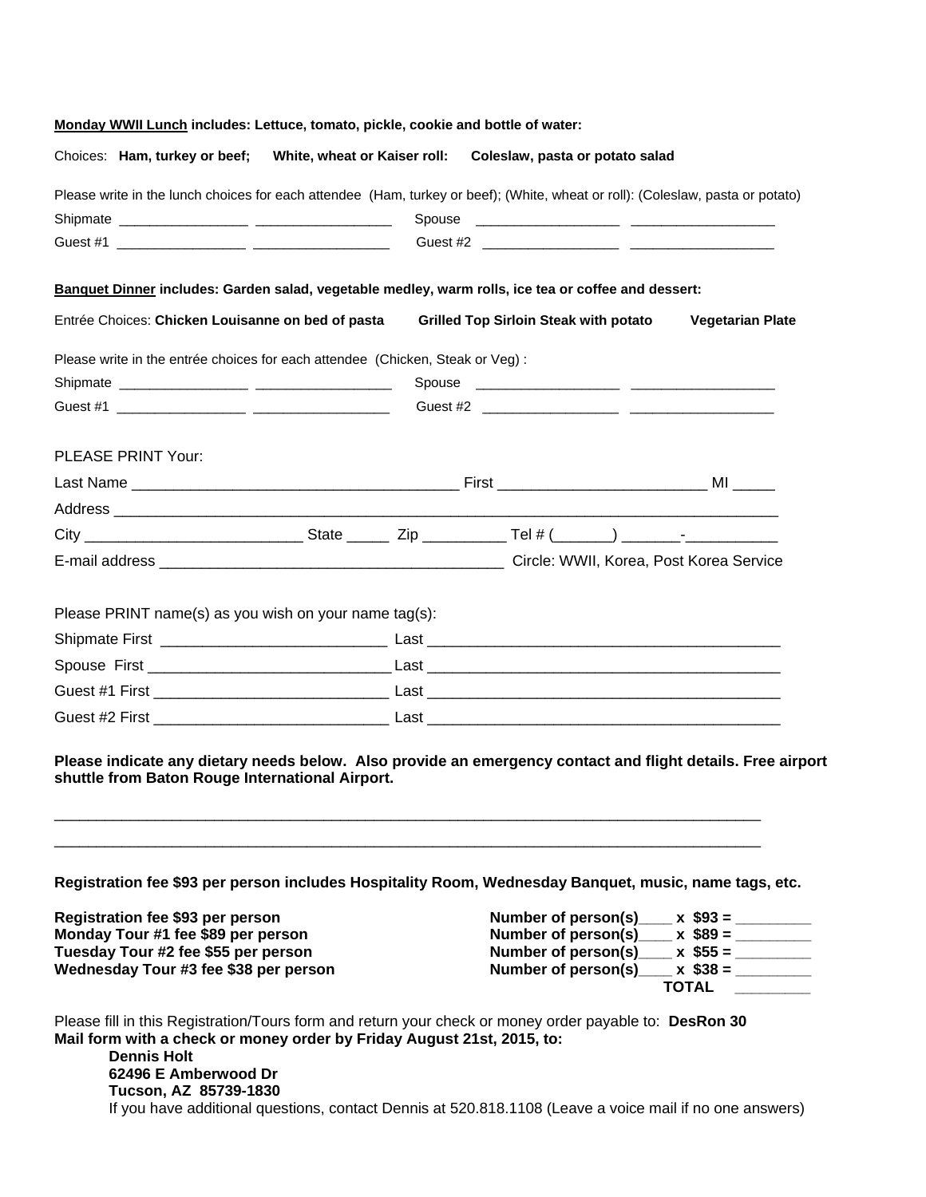**<u>Monday WWII Lunch</u> includes: Lettuce, tomato, pickle, cookie and bottle of water:**

Choices: **Ham, turkey or beef; White, wheat or Kaiser roll: Coleslaw, pasta or potato salad**

Please write in the lunch choices for each attendee (Ham, turkey or beef); (White, wheat or roll): (Coleslaw, pasta or potato)

Shipmate ________________ ________________ Spouse ________________ ________________

Guest #1 ________________ ________________ Guest #2 ________________ ________________

**<u>Banquet Dinner</u> includes: Garden salad, vegetable medley, warm rolls, ice tea or coffee and dessert:**

Entrée Choices: **Chicken Louisanne on bed of pasta Grilled Top Sirloin Steak with potato Vegetarian Plate**

Please write in the entrée choices for each attendee (Chicken, Steak or Veg) :

Shipmate ________________ ________________ Spouse ________________ ________________

Guest #1 ________________ ________________ Guest #2 ________________ ________________

PLEASE PRINT Your:

Last Name ______________________________________ First ________________________ MI _____

Address ______________________________________________________________________________

City __________________________ State _____ Zip __________ Tel # (_______) _______-___________

E-mail address ________________________________________ Circle: WWII, Korea, Post Korea Service

Please PRINT name(s) as you wish on your name tag(s):

Shipmate First __________________________ Last __________________________________________

Spouse First ____________________________ Last __________________________________________

Guest #1 First ___________________________ Last __________________________________________

Guest #2 First ___________________________ Last __________________________________________

**Please indicate any dietary needs below. Also provide an emergency contact and flight details. Free airport shuttle from Baton Rouge International Airport.**

_____________________________________________________________________________________

_____________________________________________________________________________________

**Registration fee $93 per person includes Hospitality Room, Wednesday Banquet, music, name tags, etc.**

| | |
|---|---|
| **Registration fee $93 per person** | **Number of person(s)____ x $93 = ________** |
| **Monday Tour #1 fee $89 per person** | **Number of person(s)____ x $89 = ________** |
| **Tuesday Tour #2 fee $55 per person** | **Number of person(s)____ x $55 = ________** |
| **Wednesday Tour #3 fee $38 per person** | **Number of person(s)____ x $38 = ________** |
| | **TOTAL ________** |

Please fill in this Registration/Tours form and return your check or money order payable to: **DesRon 30**

**Mail form with a check or money order by Friday August 21st, 2015, to:**

**Dennis Holt**
**62496 E Amberwood Dr**
**Tucson, AZ 85739-1830**

If you have additional questions, contact Dennis at 520.818.1108 (Leave a voice mail if no one answers)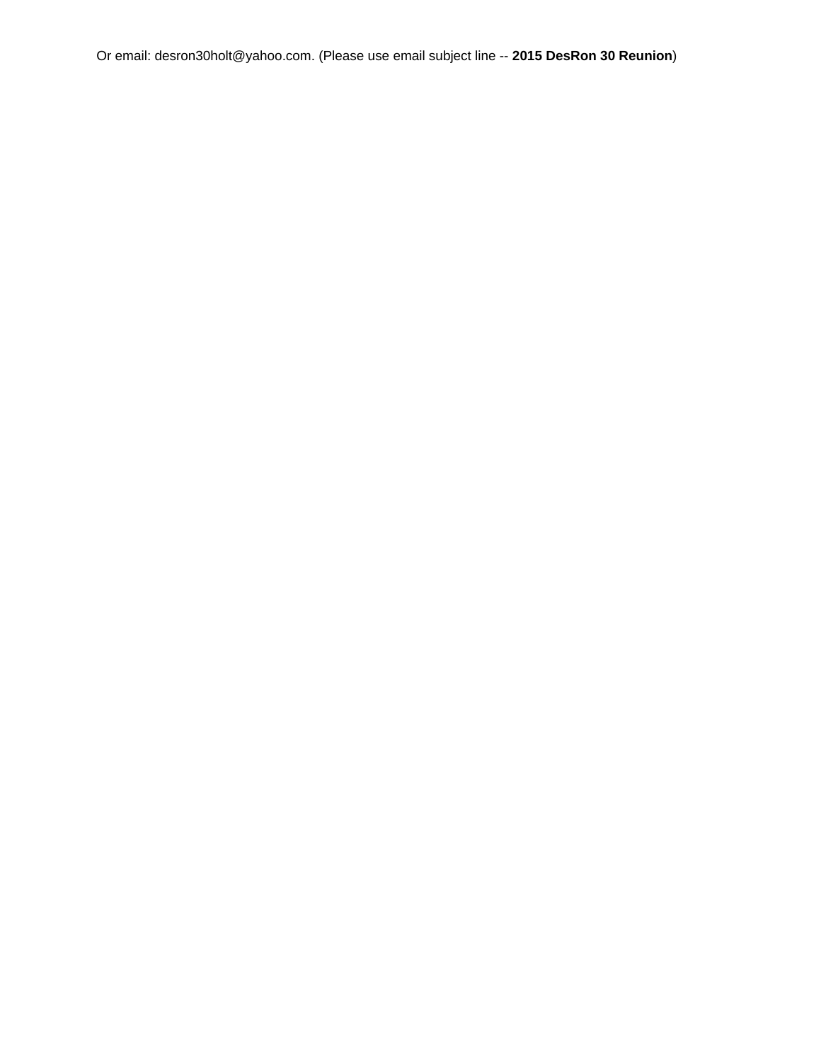Or email: desron30holt@yahoo.com. (Please use email subject line -- **2015 DesRon 30 Reunion**)